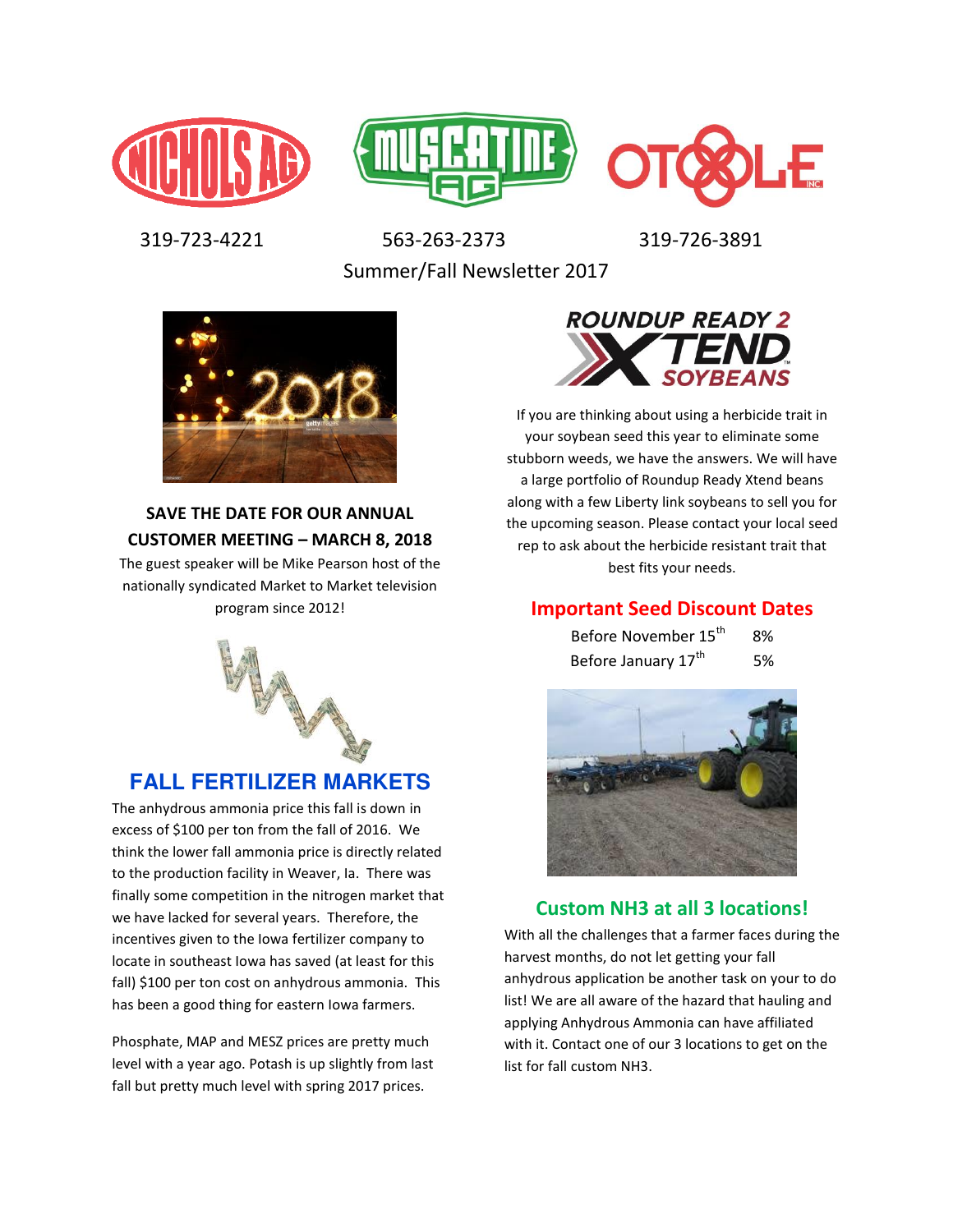319-723-4221 563-263-2373 319-726-3891

Summer/Fall Newsletter 2017

**SAVE THE DATE FOR OUR ANNUAL CUSTOMER MEETING – MARCH 8, 2018**

The guest speaker will be Mike Pearson host of the nationally syndicated Market to Market television program since 2012!

## FALL FERTILIZER MARKETS

The anhydrous ammonia price this fall is down in excess of $100 per ton from the fall of 2016. We think the lower fall ammonia price is directly related to the production facility in Weaver, Ia. There was finally some competition in the nitrogen market that we have lacked for several years. Therefore, the incentives given to the Iowa fertilizer company to locate in southeast Iowa has saved (at least for this fall) $100 per ton cost on anhydrous ammonia. This has been a good thing for eastern Iowa farmers.

Phosphate, MAP and MESZ prices are pretty much level with a year ago. Potash is up slightly from last fall but pretty much level with spring 2017 prices.

If you are thinking about using a herbicide trait in your soybean seed this year to eliminate some stubborn weeds, we have the answers. We will have a large portfolio of Roundup Ready Xtend beans along with a few Liberty link soybeans to sell you for the upcoming season. Please contact your local seed rep to ask about the herbicide resistant trait that best fits your needs.

## Important Seed Discount Dates

| | |
|---|---|
| Before November 15th | 8% |
| Before January 17th | 5% |

## Custom NH3 at all 3 locations!

With all the challenges that a farmer faces during the harvest months, do not let getting your fall anhydrous application be another task on your to do list! We are all aware of the hazard that hauling and applying Anhydrous Ammonia can have affiliated with it. Contact one of our 3 locations to get on the list for fall custom NH3.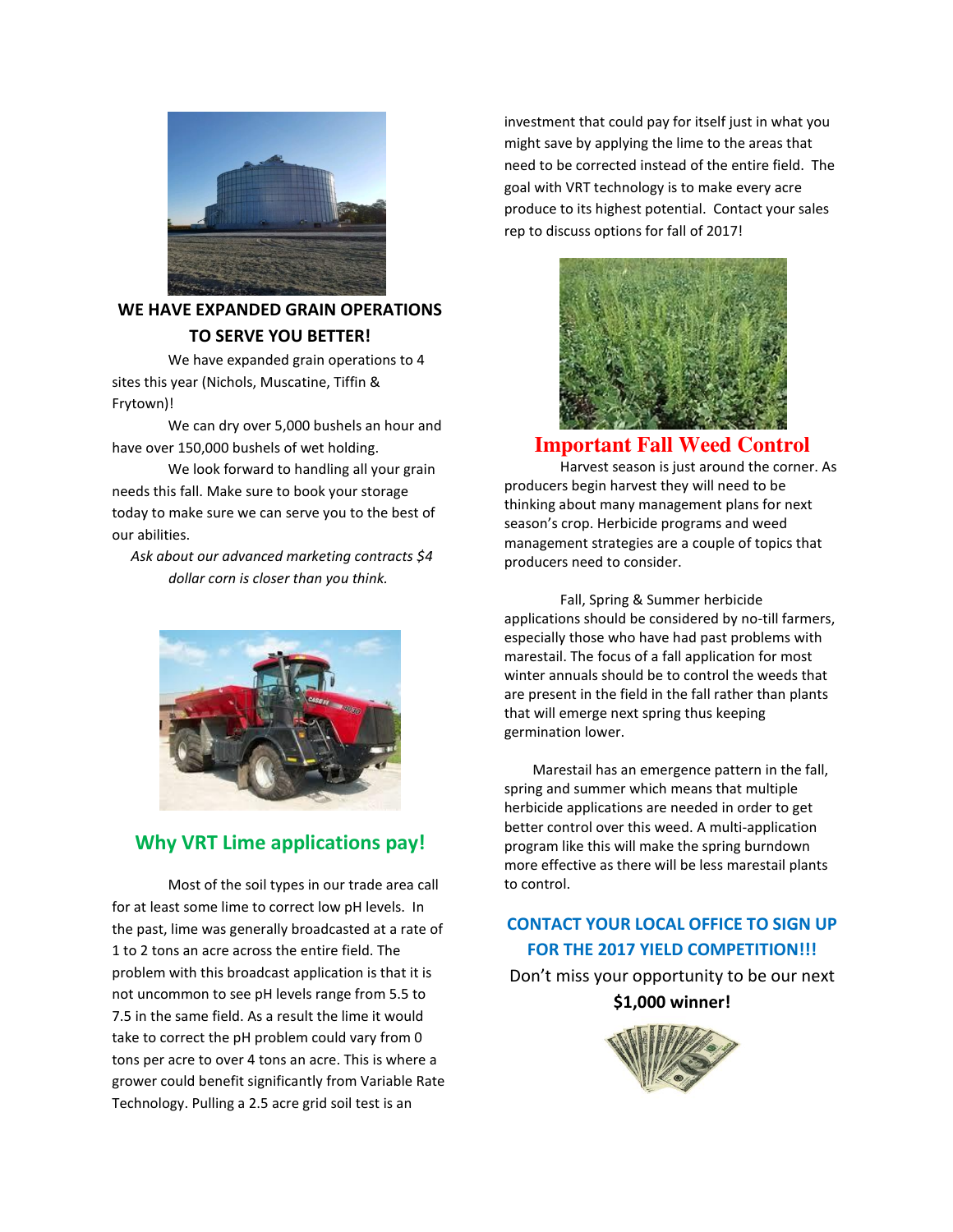## WE HAVE EXPANDED GRAIN OPERATIONS TO SERVE YOU BETTER!

We have expanded grain operations to 4 sites this year (Nichols, Muscatine, Tiffin & Frytown)!

We can dry over 5,000 bushels an hour and have over 150,000 bushels of wet holding.

We look forward to handling all your grain needs this fall. Make sure to book your storage today to make sure we can serve you to the best of our abilities.

*Ask about our advanced marketing contracts $4 dollar corn is closer than you think.*

## Why VRT Lime applications pay!

Most of the soil types in our trade area call for at least some lime to correct low pH levels. In the past, lime was generally broadcasted at a rate of 1 to 2 tons an acre across the entire field. The problem with this broadcast application is that it is not uncommon to see pH levels range from 5.5 to 7.5 in the same field. As a result the lime it would take to correct the pH problem could vary from 0 tons per acre to over 4 tons an acre. This is where a grower could benefit significantly from Variable Rate Technology. Pulling a 2.5 acre grid soil test is an investment that could pay for itself just in what you might save by applying the lime to the areas that need to be corrected instead of the entire field. The goal with VRT technology is to make every acre produce to its highest potential. Contact your sales rep to discuss options for fall of 2017!

## Important Fall Weed Control

Harvest season is just around the corner. As producers begin harvest they will need to be thinking about many management plans for next season's crop. Herbicide programs and weed management strategies are a couple of topics that producers need to consider.

Fall, Spring & Summer herbicide applications should be considered by no-till farmers, especially those who have had past problems with marestail. The focus of a fall application for most winter annuals should be to control the weeds that are present in the field in the fall rather than plants that will emerge next spring thus keeping germination lower.

Marestail has an emergence pattern in the fall, spring and summer which means that multiple herbicide applications are needed in order to get better control over this weed. A multi-application program like this will make the spring burndown more effective as there will be less marestail plants to control.

## CONTACT YOUR LOCAL OFFICE TO SIGN UP FOR THE 2017 YIELD COMPETITION!!!

Don't miss your opportunity to be our next **$1,000 winner!**